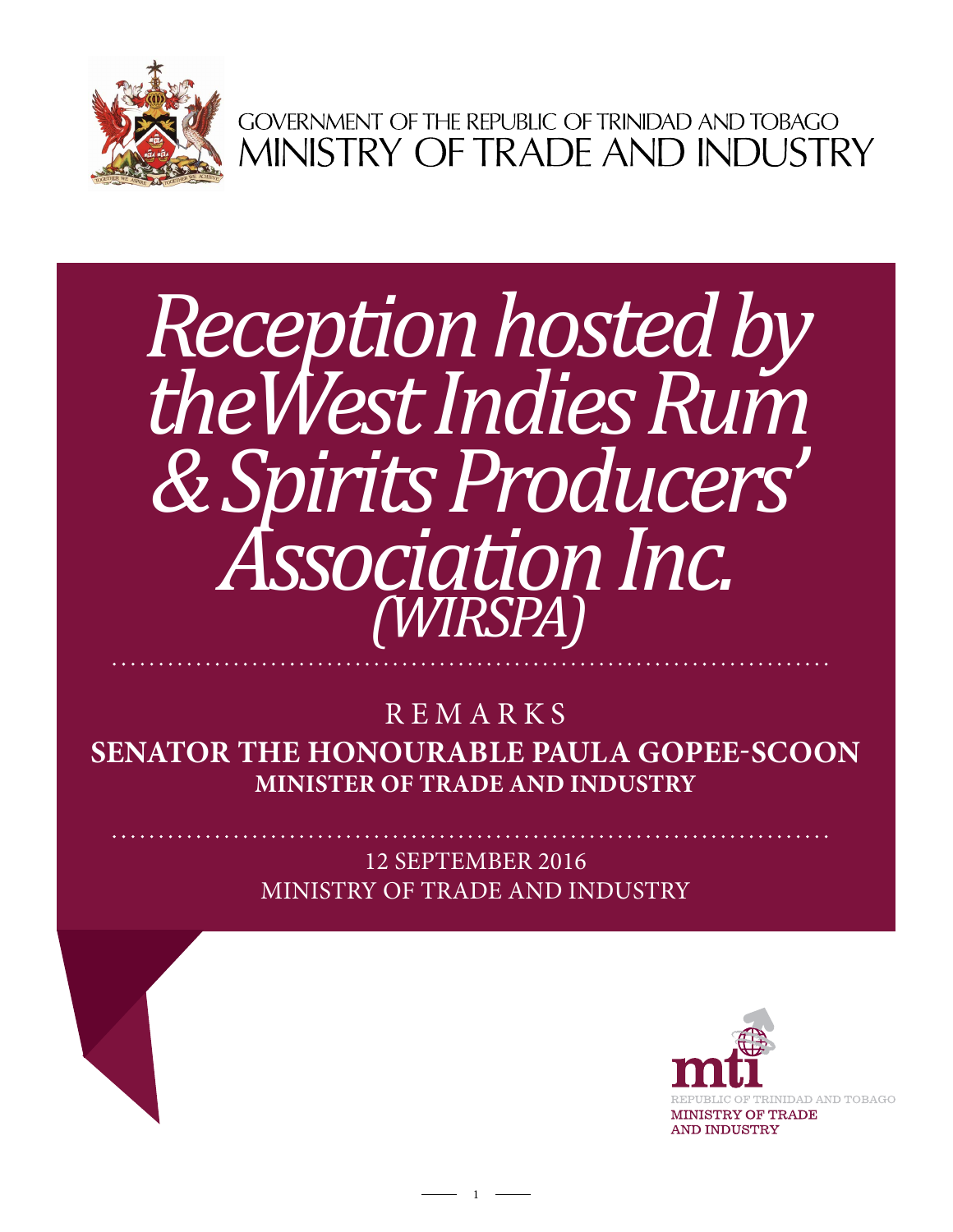GOVERNMENT OF THE REPUBLIC OF TRINIDAD AND TOBAGO
MINISTRY OF TRADE AND INDUSTRY

# *Reception hosted by the West Indies Rum & Spirits Producers' Association Inc. (WIRSPA)*

## REMARKS

**SENATOR THE HONOURABLE PAULA GOPEE-SCOON**
**MINISTER OF TRADE AND INDUSTRY**

12 SEPTEMBER 2016
MINISTRY OF TRADE AND INDUSTRY

mti
REPUBLIC OF TRINIDAD AND TOBAGO
MINISTRY OF TRADE AND INDUSTRY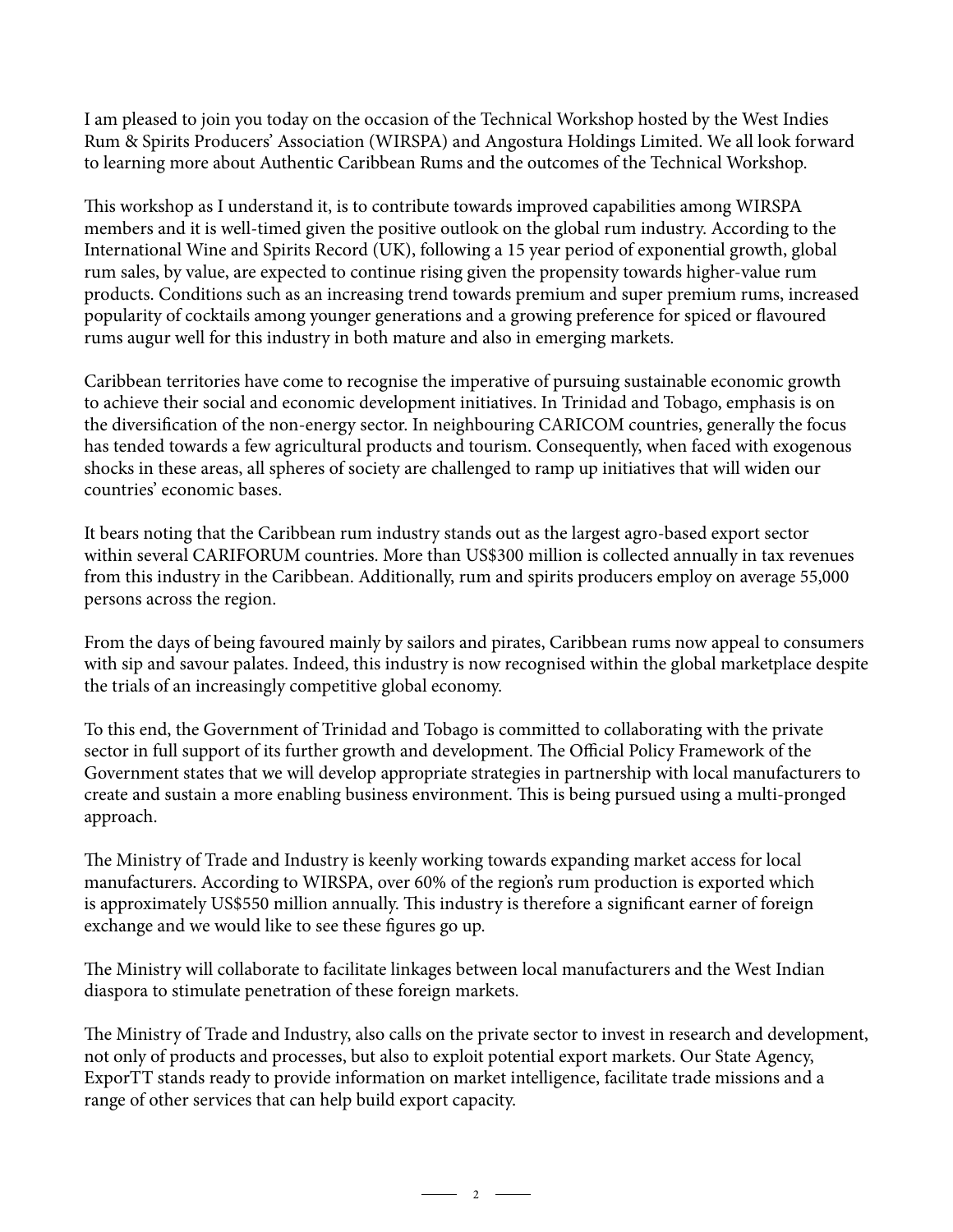I am pleased to join you today on the occasion of the Technical Workshop hosted by the West Indies Rum & Spirits Producers' Association (WIRSPA) and Angostura Holdings Limited. We all look forward to learning more about Authentic Caribbean Rums and the outcomes of the Technical Workshop.

This workshop as I understand it, is to contribute towards improved capabilities among WIRSPA members and it is well-timed given the positive outlook on the global rum industry. According to the International Wine and Spirits Record (UK), following a 15 year period of exponential growth, global rum sales, by value, are expected to continue rising given the propensity towards higher-value rum products. Conditions such as an increasing trend towards premium and super premium rums, increased popularity of cocktails among younger generations and a growing preference for spiced or flavoured rums augur well for this industry in both mature and also in emerging markets.

Caribbean territories have come to recognise the imperative of pursuing sustainable economic growth to achieve their social and economic development initiatives. In Trinidad and Tobago, emphasis is on the diversification of the non-energy sector. In neighbouring CARICOM countries, generally the focus has tended towards a few agricultural products and tourism. Consequently, when faced with exogenous shocks in these areas, all spheres of society are challenged to ramp up initiatives that will widen our countries' economic bases.

It bears noting that the Caribbean rum industry stands out as the largest agro-based export sector within several CARIFORUM countries. More than US$300 million is collected annually in tax revenues from this industry in the Caribbean. Additionally, rum and spirits producers employ on average 55,000 persons across the region.

From the days of being favoured mainly by sailors and pirates, Caribbean rums now appeal to consumers with sip and savour palates. Indeed, this industry is now recognised within the global marketplace despite the trials of an increasingly competitive global economy.

To this end, the Government of Trinidad and Tobago is committed to collaborating with the private sector in full support of its further growth and development. The Official Policy Framework of the Government states that we will develop appropriate strategies in partnership with local manufacturers to create and sustain a more enabling business environment. This is being pursued using a multi-pronged approach.

The Ministry of Trade and Industry is keenly working towards expanding market access for local manufacturers. According to WIRSPA, over 60% of the region's rum production is exported which is approximately US$550 million annually. This industry is therefore a significant earner of foreign exchange and we would like to see these figures go up.

The Ministry will collaborate to facilitate linkages between local manufacturers and the West Indian diaspora to stimulate penetration of these foreign markets.

The Ministry of Trade and Industry, also calls on the private sector to invest in research and development, not only of products and processes, but also to exploit potential export markets. Our State Agency, ExporTT stands ready to provide information on market intelligence, facilitate trade missions and a range of other services that can help build export capacity.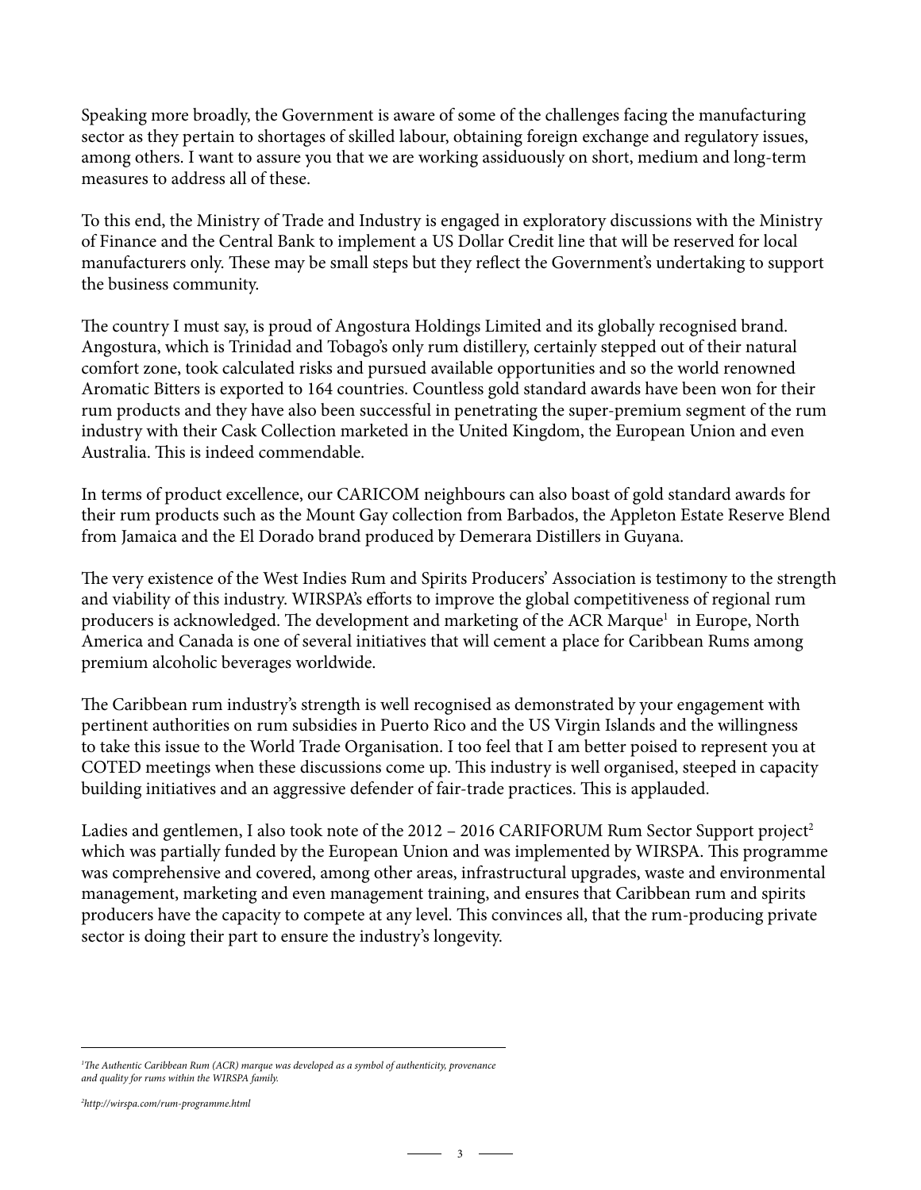Speaking more broadly, the Government is aware of some of the challenges facing the manufacturing sector as they pertain to shortages of skilled labour, obtaining foreign exchange and regulatory issues, among others. I want to assure you that we are working assiduously on short, medium and long-term measures to address all of these.

To this end, the Ministry of Trade and Industry is engaged in exploratory discussions with the Ministry of Finance and the Central Bank to implement a US Dollar Credit line that will be reserved for local manufacturers only. These may be small steps but they reflect the Government's undertaking to support the business community.

The country I must say, is proud of Angostura Holdings Limited and its globally recognised brand. Angostura, which is Trinidad and Tobago's only rum distillery, certainly stepped out of their natural comfort zone, took calculated risks and pursued available opportunities and so the world renowned Aromatic Bitters is exported to 164 countries. Countless gold standard awards have been won for their rum products and they have also been successful in penetrating the super-premium segment of the rum industry with their Cask Collection marketed in the United Kingdom, the European Union and even Australia. This is indeed commendable.

In terms of product excellence, our CARICOM neighbours can also boast of gold standard awards for their rum products such as the Mount Gay collection from Barbados, the Appleton Estate Reserve Blend from Jamaica and the El Dorado brand produced by Demerara Distillers in Guyana.

The very existence of the West Indies Rum and Spirits Producers' Association is testimony to the strength and viability of this industry. WIRSPA's efforts to improve the global competitiveness of regional rum producers is acknowledged. The development and marketing of the ACR Marque[1] in Europe, North America and Canada is one of several initiatives that will cement a place for Caribbean Rums among premium alcoholic beverages worldwide.

The Caribbean rum industry's strength is well recognised as demonstrated by your engagement with pertinent authorities on rum subsidies in Puerto Rico and the US Virgin Islands and the willingness to take this issue to the World Trade Organisation. I too feel that I am better poised to represent you at COTED meetings when these discussions come up. This industry is well organised, steeped in capacity building initiatives and an aggressive defender of fair-trade practices. This is applauded.

Ladies and gentlemen, I also took note of the 2012 – 2016 CARIFORUM Rum Sector Support project[2] which was partially funded by the European Union and was implemented by WIRSPA. This programme was comprehensive and covered, among other areas, infrastructural upgrades, waste and environmental management, marketing and even management training, and ensures that Caribbean rum and spirits producers have the capacity to compete at any level. This convinces all, that the rum-producing private sector is doing their part to ensure the industry's longevity.

---

*[1]The Authentic Caribbean Rum (ACR) marque was developed as a symbol of authenticity, provenance and quality for rums within the WIRSPA family.*

*[2]http://wirspa.com/rum-programme.html*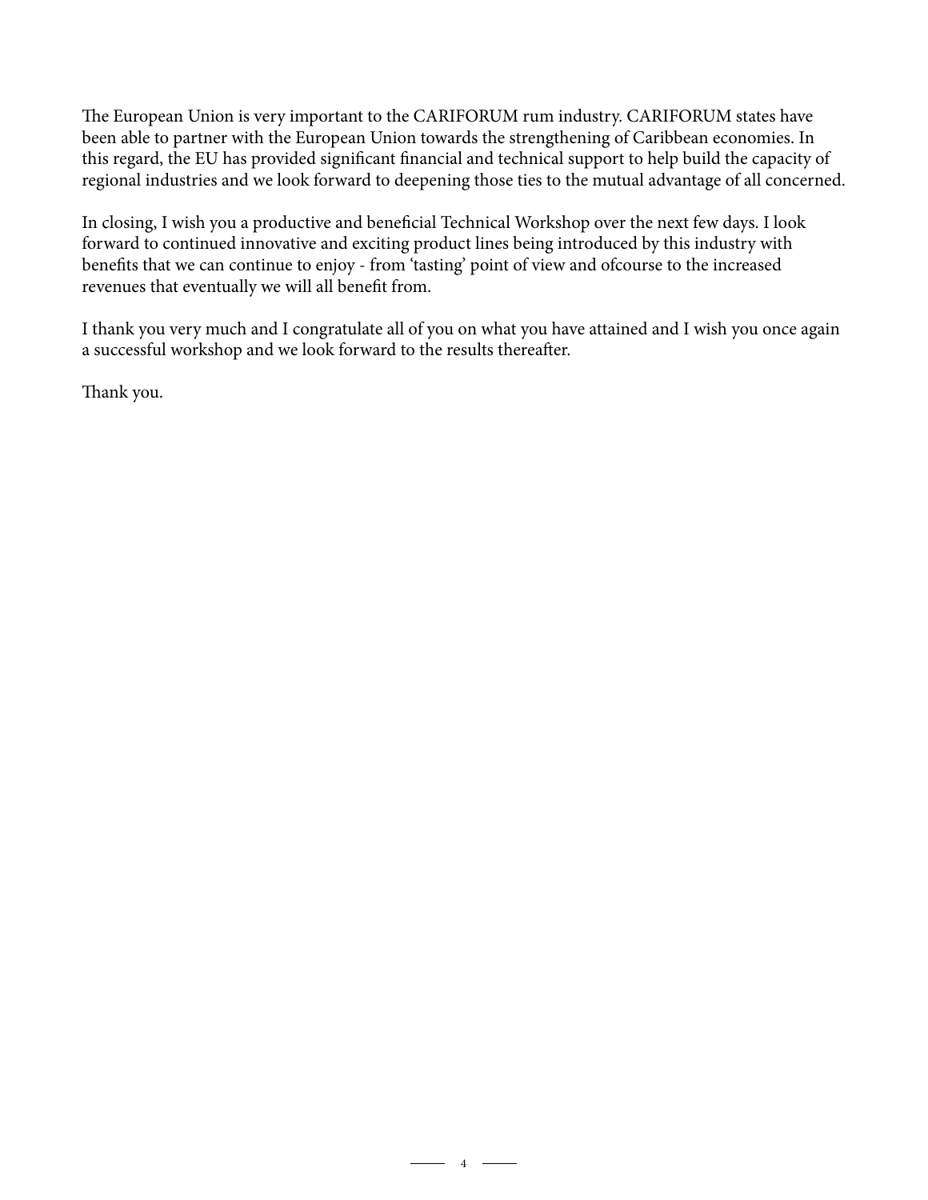The European Union is very important to the CARIFORUM rum industry. CARIFORUM states have been able to partner with the European Union towards the strengthening of Caribbean economies. In this regard, the EU has provided significant financial and technical support to help build the capacity of regional industries and we look forward to deepening those ties to the mutual advantage of all concerned.

In closing, I wish you a productive and beneficial Technical Workshop over the next few days. I look forward to continued innovative and exciting product lines being introduced by this industry with benefits that we can continue to enjoy - from 'tasting' point of view and ofcourse to the increased revenues that eventually we will all benefit from.

I thank you very much and I congratulate all of you on what you have attained and I wish you once again a successful workshop and we look forward to the results thereafter.

Thank you.